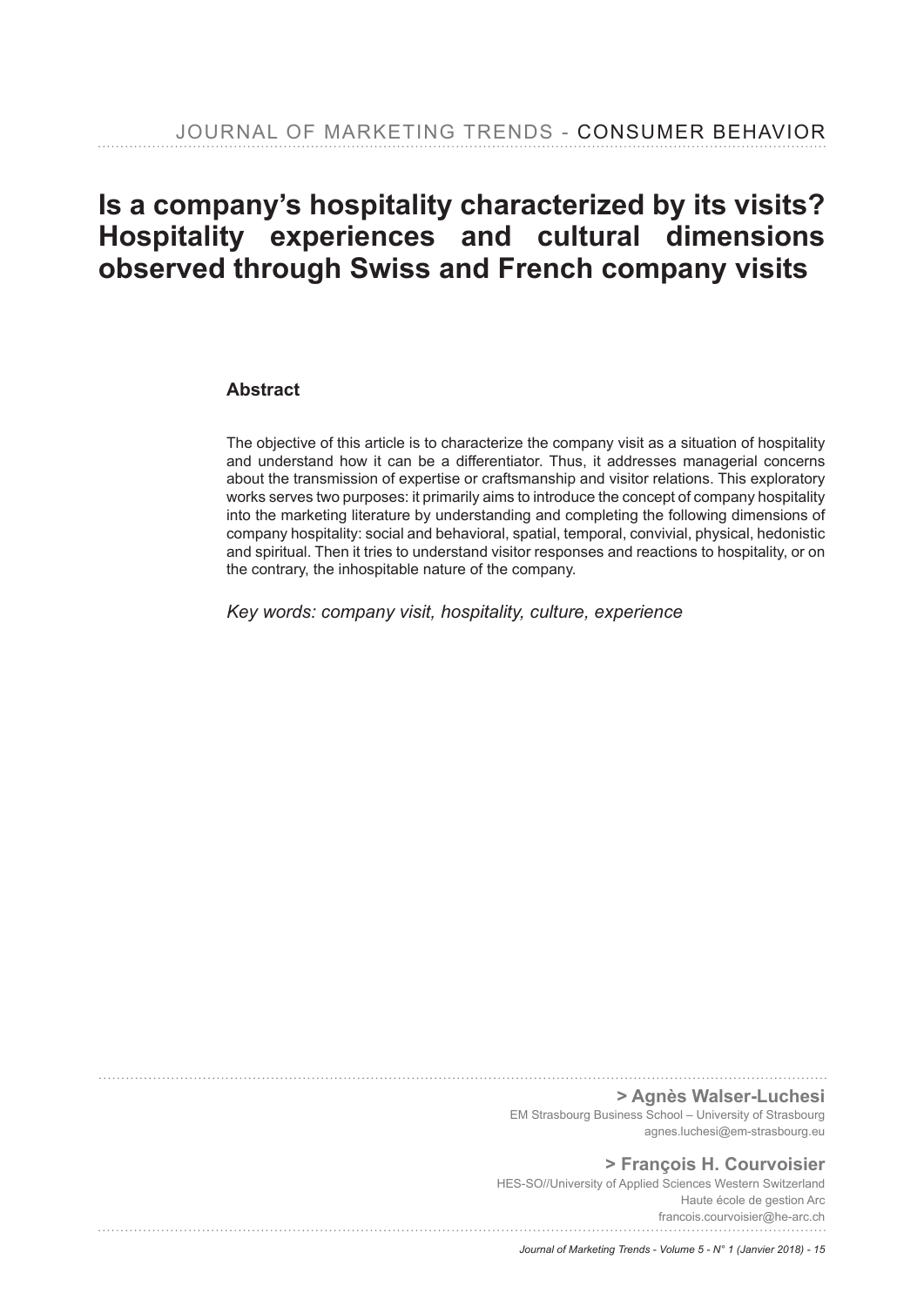# Is a company's hospitality characterized by its visits? Hospitality experiences and cultural dimensions observed through Swiss and French company visits

## Abstract

The objective of this article is to characterize the company visit as a situation of hospitality and understand how it can be a differentiator. Thus, it addresses managerial concerns about the transmission of expertise or craftsmanship and visitor relations. This exploratory works serves two purposes: it primarily aims to introduce the concept of company hospitality into the marketing literature by understanding and completing the following dimensions of company hospitality: social and behavioral, spatial, temporal, convivial, physical, hedonistic and spiritual. Then it tries to understand visitor responses and reactions to hospitality, or on the contrary, the inhospitable nature of the company.

*Key words: company visit, hospitality, culture, experience*

**> Agnès Walser-Luchesi**
EM Strasbourg Business School – University of Strasbourg
agnes.luchesi@em-strasbourg.eu

**> François H. Courvoisier**
HES-SO//University of Applied Sciences Western Switzerland
Haute école de gestion Arc
francois.courvoisier@he-arc.ch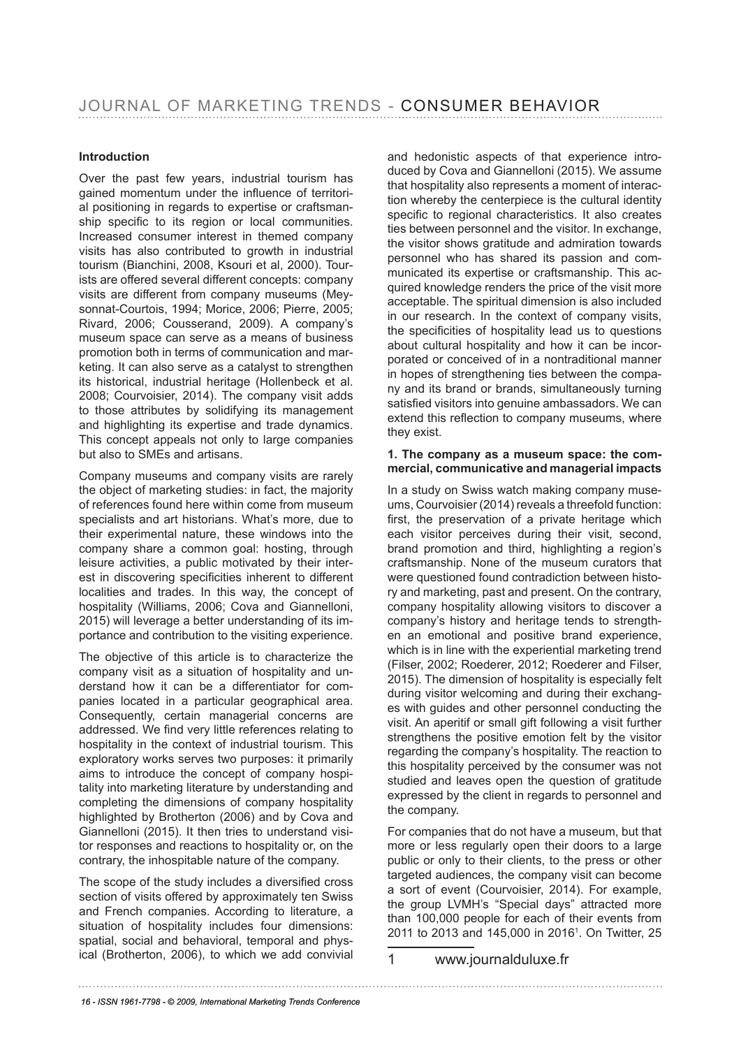## Introduction

Over the past few years, industrial tourism has gained momentum under the influence of territorial positioning in regards to expertise or craftsmanship specific to its region or local communities. Increased consumer interest in themed company visits has also contributed to growth in industrial tourism (Bianchini, 2008, Ksouri et al, 2000). Tourists are offered several different concepts: company visits are different from company museums (Meysonnat-Courtois, 1994; Morice, 2006; Pierre, 2005; Rivard, 2006; Cousserand, 2009). A company's museum space can serve as a means of business promotion both in terms of communication and marketing. It can also serve as a catalyst to strengthen its historical, industrial heritage (Hollenbeck et al. 2008; Courvoisier, 2014). The company visit adds to those attributes by solidifying its management and highlighting its expertise and trade dynamics. This concept appeals not only to large companies but also to SMEs and artisans.

Company museums and company visits are rarely the object of marketing studies: in fact, the majority of references found here within come from museum specialists and art historians. What's more, due to their experimental nature, these windows into the company share a common goal: hosting, through leisure activities, a public motivated by their interest in discovering specificities inherent to different localities and trades. In this way, the concept of hospitality (Williams, 2006; Cova and Giannelloni, 2015) will leverage a better understanding of its importance and contribution to the visiting experience.

The objective of this article is to characterize the company visit as a situation of hospitality and understand how it can be a differentiator for companies located in a particular geographical area. Consequently, certain managerial concerns are addressed. We find very little references relating to hospitality in the context of industrial tourism. This exploratory works serves two purposes: it primarily aims to introduce the concept of company hospitality into marketing literature by understanding and completing the dimensions of company hospitality highlighted by Brotherton (2006) and by Cova and Giannelloni (2015). It then tries to understand visitor responses and reactions to hospitality or, on the contrary, the inhospitable nature of the company.

The scope of the study includes a diversified cross section of visits offered by approximately ten Swiss and French companies. According to literature, a situation of hospitality includes four dimensions: spatial, social and behavioral, temporal and physical (Brotherton, 2006), to which we add convivial and hedonistic aspects of that experience introduced by Cova and Giannelloni (2015). We assume that hospitality also represents a moment of interaction whereby the centerpiece is the cultural identity specific to regional characteristics. It also creates ties between personnel and the visitor. In exchange, the visitor shows gratitude and admiration towards personnel who has shared its passion and communicated its expertise or craftsmanship. This acquired knowledge renders the price of the visit more acceptable. The spiritual dimension is also included in our research. In the context of company visits, the specificities of hospitality lead us to questions about cultural hospitality and how it can be incorporated or conceived of in a nontraditional manner in hopes of strengthening ties between the company and its brand or brands, simultaneously turning satisfied visitors into genuine ambassadors. We can extend this reflection to company museums, where they exist.

### 1. The company as a museum space: the commercial, communicative and managerial impacts

In a study on Swiss watch making company museums, Courvoisier (2014) reveals a threefold function: first, the preservation of a private heritage which each visitor perceives during their visit, second, brand promotion and third, highlighting a region's craftsmanship. None of the museum curators that were questioned found contradiction between history and marketing, past and present. On the contrary, company hospitality allowing visitors to discover a company's history and heritage tends to strengthen an emotional and positive brand experience, which is in line with the experiential marketing trend (Filser, 2002; Roederer, 2012; Roederer and Filser, 2015). The dimension of hospitality is especially felt during visitor welcoming and during their exchanges with guides and other personnel conducting the visit. An aperitif or small gift following a visit further strengthens the positive emotion felt by the visitor regarding the company's hospitality. The reaction to this hospitality perceived by the consumer was not studied and leaves open the question of gratitude expressed by the client in regards to personnel and the company.

For companies that do not have a museum, but that more or less regularly open their doors to a large public or only to their clients, to the press or other targeted audiences, the company visit can become a sort of event (Courvoisier, 2014). For example, the group LVMH's "Special days" attracted more than 100,000 people for each of their events from 2011 to 2013 and 145,000 in 2016[1]. On Twitter, 25

[1] www.journalduluxe.fr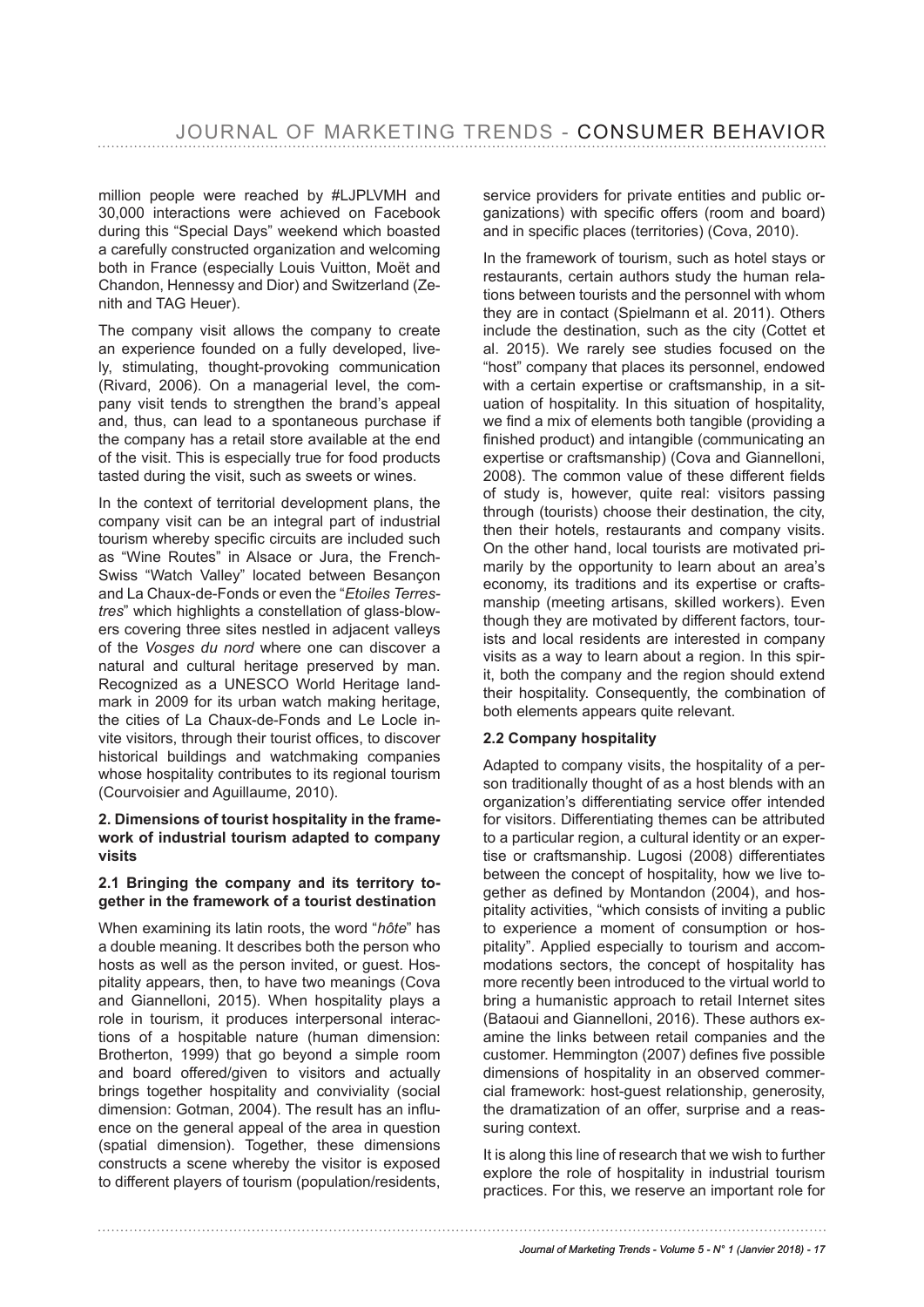million people were reached by #LJPLVMH and 30,000 interactions were achieved on Facebook during this "Special Days" weekend which boasted a carefully constructed organization and welcoming both in France (especially Louis Vuitton, Moët and Chandon, Hennessy and Dior) and Switzerland (Zenith and TAG Heuer).

The company visit allows the company to create an experience founded on a fully developed, lively, stimulating, thought-provoking communication (Rivard, 2006). On a managerial level, the company visit tends to strengthen the brand's appeal and, thus, can lead to a spontaneous purchase if the company has a retail store available at the end of the visit. This is especially true for food products tasted during the visit, such as sweets or wines.

In the context of territorial development plans, the company visit can be an integral part of industrial tourism whereby specific circuits are included such as "Wine Routes" in Alsace or Jura, the French-Swiss "Watch Valley" located between Besançon and La Chaux-de-Fonds or even the "*Etoiles Terrestres*" which highlights a constellation of glass-blowers covering three sites nestled in adjacent valleys of the *Vosges du nord* where one can discover a natural and cultural heritage preserved by man. Recognized as a UNESCO World Heritage landmark in 2009 for its urban watch making heritage, the cities of La Chaux-de-Fonds and Le Locle invite visitors, through their tourist offices, to discover historical buildings and watchmaking companies whose hospitality contributes to its regional tourism (Courvoisier and Aguillaume, 2010).

## 2. Dimensions of tourist hospitality in the framework of industrial tourism adapted to company visits

### 2.1 Bringing the company and its territory together in the framework of a tourist destination

When examining its latin roots, the word "*hôte*" has a double meaning. It describes both the person who hosts as well as the person invited, or guest. Hospitality appears, then, to have two meanings (Cova and Giannelloni, 2015). When hospitality plays a role in tourism, it produces interpersonal interactions of a hospitable nature (human dimension: Brotherton, 1999) that go beyond a simple room and board offered/given to visitors and actually brings together hospitality and conviviality (social dimension: Gotman, 2004). The result has an influence on the general appeal of the area in question (spatial dimension). Together, these dimensions constructs a scene whereby the visitor is exposed to different players of tourism (population/residents, service providers for private entities and public organizations) with specific offers (room and board) and in specific places (territories) (Cova, 2010).

In the framework of tourism, such as hotel stays or restaurants, certain authors study the human relations between tourists and the personnel with whom they are in contact (Spielmann et al. 2011). Others include the destination, such as the city (Cottet et al. 2015). We rarely see studies focused on the "host" company that places its personnel, endowed with a certain expertise or craftsmanship, in a situation of hospitality. In this situation of hospitality, we find a mix of elements both tangible (providing a finished product) and intangible (communicating an expertise or craftsmanship) (Cova and Giannelloni, 2008). The common value of these different fields of study is, however, quite real: visitors passing through (tourists) choose their destination, the city, then their hotels, restaurants and company visits. On the other hand, local tourists are motivated primarily by the opportunity to learn about an area's economy, its traditions and its expertise or craftsmanship (meeting artisans, skilled workers). Even though they are motivated by different factors, tourists and local residents are interested in company visits as a way to learn about a region. In this spirit, both the company and the region should extend their hospitality. Consequently, the combination of both elements appears quite relevant.

### 2.2 Company hospitality

Adapted to company visits, the hospitality of a person traditionally thought of as a host blends with an organization's differentiating service offer intended for visitors. Differentiating themes can be attributed to a particular region, a cultural identity or an expertise or craftsmanship. Lugosi (2008) differentiates between the concept of hospitality, how we live together as defined by Montandon (2004), and hospitality activities, "which consists of inviting a public to experience a moment of consumption or hospitality". Applied especially to tourism and accommodations sectors, the concept of hospitality has more recently been introduced to the virtual world to bring a humanistic approach to retail Internet sites (Bataoui and Giannelloni, 2016). These authors examine the links between retail companies and the customer. Hemmington (2007) defines five possible dimensions of hospitality in an observed commercial framework: host-guest relationship, generosity, the dramatization of an offer, surprise and a reassuring context.

It is along this line of research that we wish to further explore the role of hospitality in industrial tourism practices. For this, we reserve an important role for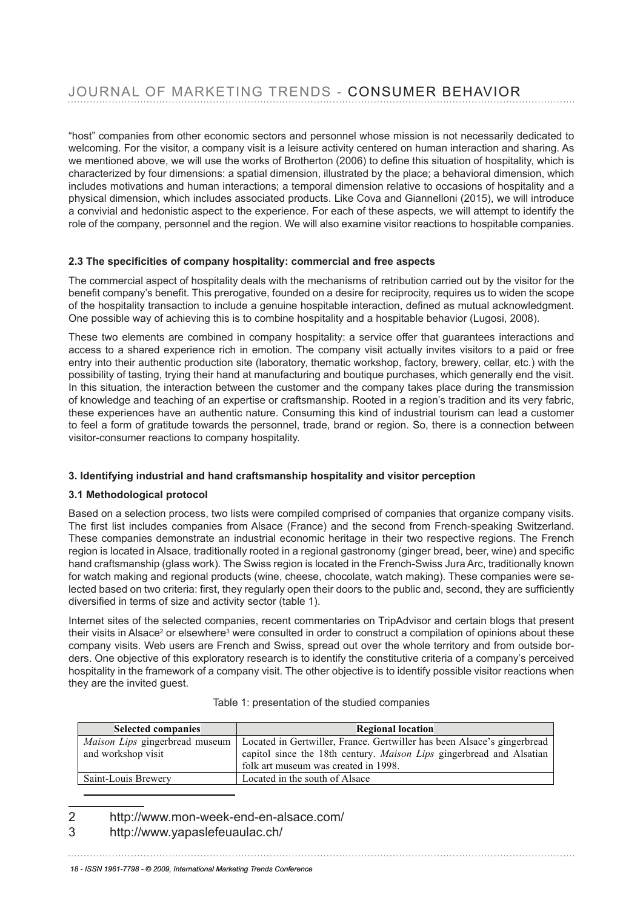"host" companies from other economic sectors and personnel whose mission is not necessarily dedicated to welcoming. For the visitor, a company visit is a leisure activity centered on human interaction and sharing. As we mentioned above, we will use the works of Brotherton (2006) to define this situation of hospitality, which is characterized by four dimensions: a spatial dimension, illustrated by the place; a behavioral dimension, which includes motivations and human interactions; a temporal dimension relative to occasions of hospitality and a physical dimension, which includes associated products. Like Cova and Giannelloni (2015), we will introduce a convivial and hedonistic aspect to the experience. For each of these aspects, we will attempt to identify the role of the company, personnel and the region. We will also examine visitor reactions to hospitable companies.

### 2.3 The specificities of company hospitality: commercial and free aspects

The commercial aspect of hospitality deals with the mechanisms of retribution carried out by the visitor for the benefit company's benefit. This prerogative, founded on a desire for reciprocity, requires us to widen the scope of the hospitality transaction to include a genuine hospitable interaction, defined as mutual acknowledgment. One possible way of achieving this is to combine hospitality and a hospitable behavior (Lugosi, 2008).

These two elements are combined in company hospitality: a service offer that guarantees interactions and access to a shared experience rich in emotion. The company visit actually invites visitors to a paid or free entry into their authentic production site (laboratory, thematic workshop, factory, brewery, cellar, etc.) with the possibility of tasting, trying their hand at manufacturing and boutique purchases, which generally end the visit. In this situation, the interaction between the customer and the company takes place during the transmission of knowledge and teaching of an expertise or craftsmanship. Rooted in a region's tradition and its very fabric, these experiences have an authentic nature. Consuming this kind of industrial tourism can lead a customer to feel a form of gratitude towards the personnel, trade, brand or region. So, there is a connection between visitor-consumer reactions to company hospitality.

## 3. Identifying industrial and hand craftsmanship hospitality and visitor perception

### 3.1 Methodological protocol

Based on a selection process, two lists were compiled comprised of companies that organize company visits. The first list includes companies from Alsace (France) and the second from French-speaking Switzerland. These companies demonstrate an industrial economic heritage in their two respective regions. The French region is located in Alsace, traditionally rooted in a regional gastronomy (ginger bread, beer, wine) and specific hand craftsmanship (glass work). The Swiss region is located in the French-Swiss Jura Arc, traditionally known for watch making and regional products (wine, cheese, chocolate, watch making). These companies were selected based on two criteria: first, they regularly open their doors to the public and, second, they are sufficiently diversified in terms of size and activity sector (table 1).

Internet sites of the selected companies, recent commentaries on TripAdvisor and certain blogs that present their visits in Alsace[2] or elsewhere[3] were consulted in order to construct a compilation of opinions about these company visits. Web users are French and Swiss, spread out over the whole territory and from outside borders. One objective of this exploratory research is to identify the constitutive criteria of a company's perceived hospitality in the framework of a company visit. The other objective is to identify possible visitor reactions when they are the invited guest.

Table 1: presentation of the studied companies

| Selected companies | Regional location |
|---|---|
| *Maison Lips* gingerbread museum and workshop visit | Located in Gertwiller, France. Gertwiller has been Alsace's gingerbread capitol since the 18th century. *Maison Lips* gingerbread and Alsatian folk art museum was created in 1998. |
| Saint-Louis Brewery | Located in the south of Alsace |

2 http://www.mon-week-end-en-alsace.com/

3 http://www.yapaslefeuaulac.ch/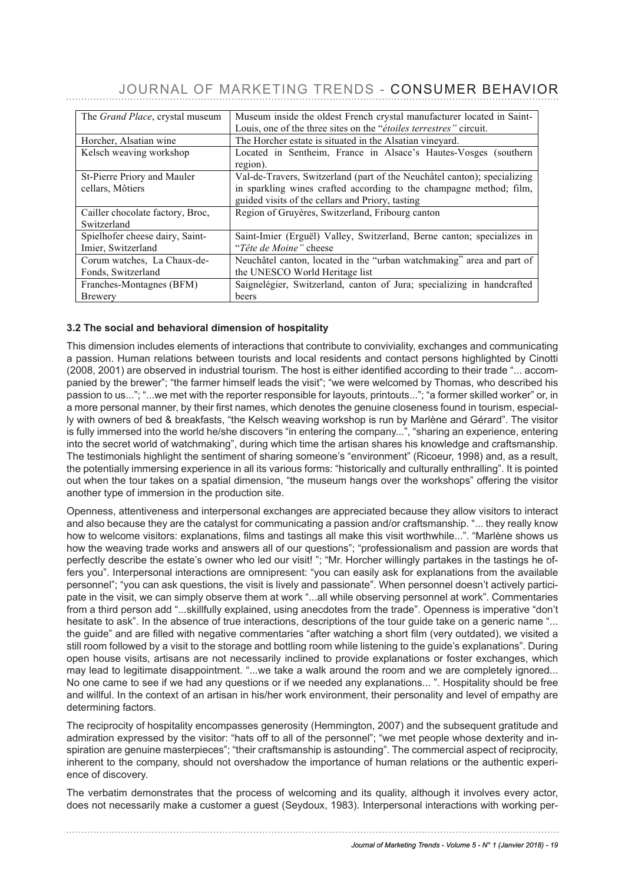| The *Grand Place*, crystal museum | Museum inside the oldest French crystal manufacturer located in Saint-Louis, one of the three sites on the "*étoiles terrestres"* circuit. |
|---|---|
| Horcher, Alsatian wine | The Horcher estate is situated in the Alsatian vineyard. |
| Kelsch weaving workshop | Located in Sentheim, France in Alsace's Hautes-Vosges (southern region). |
| St-Pierre Priory and Mauler cellars, Môtiers | Val-de-Travers, Switzerland (part of the Neuchâtel canton); specializing in sparkling wines crafted according to the champagne method; film, guided visits of the cellars and Priory, tasting |
| Cailler chocolate factory, Broc, Switzerland | Region of Gruyères, Switzerland, Fribourg canton |
| Spielhofer cheese dairy, Saint-Imier, Switzerland | Saint-Imier (Erguël) Valley, Switzerland, Berne canton; specializes in "*Tête de Moine"* cheese |
| Corum watches, La Chaux-de-Fonds, Switzerland | Neuchâtel canton, located in the "urban watchmaking" area and part of the UNESCO World Heritage list |
| Franches-Montagnes (BFM) Brewery | Saignelégier, Switzerland, canton of Jura; specializing in handcrafted beers |

### 3.2 The social and behavioral dimension of hospitality

This dimension includes elements of interactions that contribute to conviviality, exchanges and communicating a passion. Human relations between tourists and local residents and contact persons highlighted by Cinotti (2008, 2001) are observed in industrial tourism. The host is either identified according to their trade "... accompanied by the brewer"; "the farmer himself leads the visit"; "we were welcomed by Thomas, who described his passion to us..."; "...we met with the reporter responsible for layouts, printouts..."; "a former skilled worker" or, in a more personal manner, by their first names, which denotes the genuine closeness found in tourism, especially with owners of bed & breakfasts, "the Kelsch weaving workshop is run by Marlène and Gérard". The visitor is fully immersed into the world he/she discovers "in entering the company...", "sharing an experience, entering into the secret world of watchmaking", during which time the artisan shares his knowledge and craftsmanship. The testimonials highlight the sentiment of sharing someone's "environment" (Ricoeur, 1998) and, as a result, the potentially immersing experience in all its various forms: "historically and culturally enthralling". It is pointed out when the tour takes on a spatial dimension, "the museum hangs over the workshops" offering the visitor another type of immersion in the production site.

Openness, attentiveness and interpersonal exchanges are appreciated because they allow visitors to interact and also because they are the catalyst for communicating a passion and/or craftsmanship. "... they really know how to welcome visitors: explanations, films and tastings all make this visit worthwhile...". "Marlène shows us how the weaving trade works and answers all of our questions"; "professionalism and passion are words that perfectly describe the estate's owner who led our visit! "; "Mr. Horcher willingly partakes in the tastings he offers you". Interpersonal interactions are omnipresent: "you can easily ask for explanations from the available personnel"; "you can ask questions, the visit is lively and passionate". When personnel doesn't actively participate in the visit, we can simply observe them at work "...all while observing personnel at work". Commentaries from a third person add "...skillfully explained, using anecdotes from the trade". Openness is imperative "don't hesitate to ask". In the absence of true interactions, descriptions of the tour guide take on a generic name "... the guide" and are filled with negative commentaries "after watching a short film (very outdated), we visited a still room followed by a visit to the storage and bottling room while listening to the guide's explanations". During open house visits, artisans are not necessarily inclined to provide explanations or foster exchanges, which may lead to legitimate disappointment. "...we take a walk around the room and we are completely ignored... No one came to see if we had any questions or if we needed any explanations... ". Hospitality should be free and willful. In the context of an artisan in his/her work environment, their personality and level of empathy are determining factors.

The reciprocity of hospitality encompasses generosity (Hemmington, 2007) and the subsequent gratitude and admiration expressed by the visitor: "hats off to all of the personnel"; "we met people whose dexterity and inspiration are genuine masterpieces"; "their craftsmanship is astounding". The commercial aspect of reciprocity, inherent to the company, should not overshadow the importance of human relations or the authentic experience of discovery.

The verbatim demonstrates that the process of welcoming and its quality, although it involves every actor, does not necessarily make a customer a guest (Seydoux, 1983). Interpersonal interactions with working per-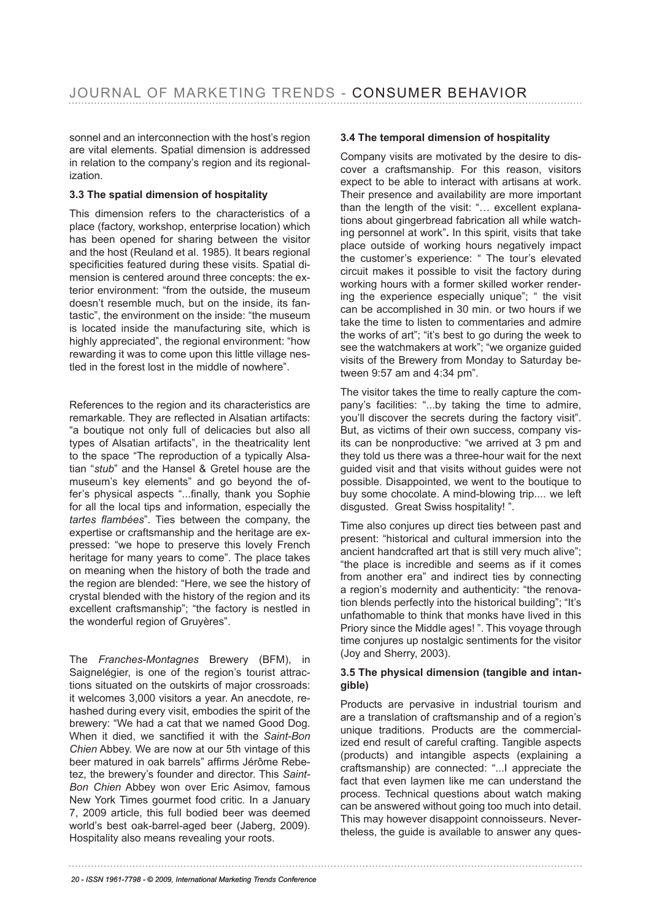sonnel and an interconnection with the host's region are vital elements. Spatial dimension is addressed in relation to the company's region and its regionalization.

### 3.3 The spatial dimension of hospitality

This dimension refers to the characteristics of a place (factory, workshop, enterprise location) which has been opened for sharing between the visitor and the host (Reuland et al. 1985). It bears regional specificities featured during these visits. Spatial dimension is centered around three concepts: the exterior environment: "from the outside, the museum doesn't resemble much, but on the inside, its fantastic", the environment on the inside: "the museum is located inside the manufacturing site, which is highly appreciated", the regional environment: "how rewarding it was to come upon this little village nestled in the forest lost in the middle of nowhere".

References to the region and its characteristics are remarkable. They are reflected in Alsatian artifacts: "a boutique not only full of delicacies but also all types of Alsatian artifacts", in the theatricality lent to the space "The reproduction of a typically Alsatian "*stub*" and the Hansel & Gretel house are the museum's key elements" and go beyond the offer's physical aspects "...finally, thank you Sophie for all the local tips and information, especially the *tartes flambées*". Ties between the company, the expertise or craftsmanship and the heritage are expressed: "we hope to preserve this lovely French heritage for many years to come". The place takes on meaning when the history of both the trade and the region are blended: "Here, we see the history of crystal blended with the history of the region and its excellent craftsmanship"; "the factory is nestled in the wonderful region of Gruyères".

The *Franches-Montagnes* Brewery (BFM), in Saignelégier, is one of the region's tourist attractions situated on the outskirts of major crossroads: it welcomes 3,000 visitors a year. An anecdote, rehashed during every visit, embodies the spirit of the brewery: "We had a cat that we named Good Dog. When it died, we sanctified it with the *Saint-Bon Chien* Abbey. We are now at our 5th vintage of this beer matured in oak barrels" affirms Jérôme Rebetez, the brewery's founder and director. This *Saint-Bon Chien* Abbey won over Eric Asimov, famous New York Times gourmet food critic. In a January 7, 2009 article, this full bodied beer was deemed world's best oak-barrel-aged beer (Jaberg, 2009). Hospitality also means revealing your roots.

### 3.4 The temporal dimension of hospitality

Company visits are motivated by the desire to discover a craftsmanship. For this reason, visitors expect to be able to interact with artisans at work. Their presence and availability are more important than the length of the visit: "… excellent explanations about gingerbread fabrication all while watching personnel at work". In this spirit, visits that take place outside of working hours negatively impact the customer's experience: " The tour's elevated circuit makes it possible to visit the factory during working hours with a former skilled worker rendering the experience especially unique"; " the visit can be accomplished in 30 min. or two hours if we take the time to listen to commentaries and admire the works of art"; "it's best to go during the week to see the watchmakers at work"; "we organize guided visits of the Brewery from Monday to Saturday between 9:57 am and 4:34 pm".

The visitor takes the time to really capture the company's facilities: "...by taking the time to admire, you'll discover the secrets during the factory visit". But, as victims of their own success, company visits can be nonproductive: "we arrived at 3 pm and they told us there was a three-hour wait for the next guided visit and that visits without guides were not possible. Disappointed, we went to the boutique to buy some chocolate. A mind-blowing trip.... we left disgusted. Great Swiss hospitality! ".

Time also conjures up direct ties between past and present: "historical and cultural immersion into the ancient handcrafted art that is still very much alive"; "the place is incredible and seems as if it comes from another era" and indirect ties by connecting a region's modernity and authenticity: "the renovation blends perfectly into the historical building"; "It's unfathomable to think that monks have lived in this Priory since the Middle ages! ". This voyage through time conjures up nostalgic sentiments for the visitor (Joy and Sherry, 2003).

### 3.5 The physical dimension (tangible and intangible)

Products are pervasive in industrial tourism and are a translation of craftsmanship and of a region's unique traditions. Products are the commercialized end result of careful crafting. Tangible aspects (products) and intangible aspects (explaining a craftsmanship) are connected: "...I appreciate the fact that even laymen like me can understand the process. Technical questions about watch making can be answered without going too much into detail. This may however disappoint connoisseurs. Nevertheless, the guide is available to answer any ques-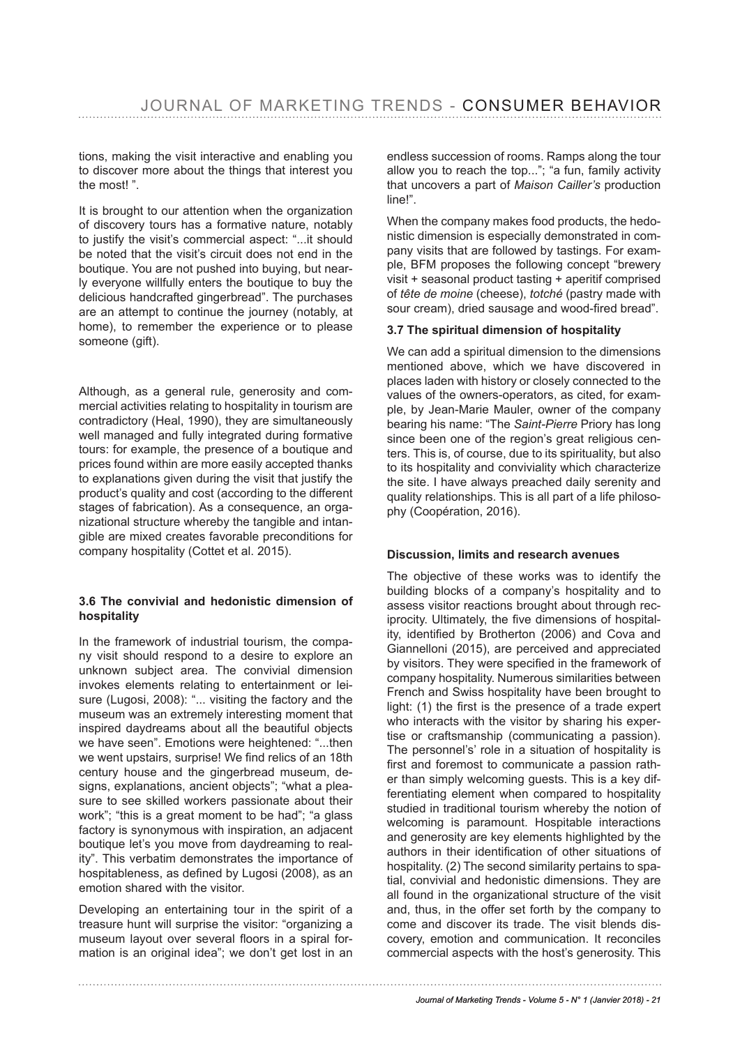tions, making the visit interactive and enabling you to discover more about the things that interest you the most! ".

It is brought to our attention when the organization of discovery tours has a formative nature, notably to justify the visit's commercial aspect: "...it should be noted that the visit's circuit does not end in the boutique. You are not pushed into buying, but nearly everyone willfully enters the boutique to buy the delicious handcrafted gingerbread". The purchases are an attempt to continue the journey (notably, at home), to remember the experience or to please someone (gift).

Although, as a general rule, generosity and commercial activities relating to hospitality in tourism are contradictory (Heal, 1990), they are simultaneously well managed and fully integrated during formative tours: for example, the presence of a boutique and prices found within are more easily accepted thanks to explanations given during the visit that justify the product's quality and cost (according to the different stages of fabrication). As a consequence, an organizational structure whereby the tangible and intangible are mixed creates favorable preconditions for company hospitality (Cottet et al. 2015).

### 3.6 The convivial and hedonistic dimension of hospitality

In the framework of industrial tourism, the company visit should respond to a desire to explore an unknown subject area. The convivial dimension invokes elements relating to entertainment or leisure (Lugosi, 2008): "... visiting the factory and the museum was an extremely interesting moment that inspired daydreams about all the beautiful objects we have seen". Emotions were heightened: "...then we went upstairs, surprise! We find relics of an 18th century house and the gingerbread museum, designs, explanations, ancient objects"; "what a pleasure to see skilled workers passionate about their work"; "this is a great moment to be had"; "a glass factory is synonymous with inspiration, an adjacent boutique let's you move from daydreaming to reality". This verbatim demonstrates the importance of hospitableness, as defined by Lugosi (2008), as an emotion shared with the visitor.

Developing an entertaining tour in the spirit of a treasure hunt will surprise the visitor: "organizing a museum layout over several floors in a spiral formation is an original idea"; we don't get lost in an endless succession of rooms. Ramps along the tour allow you to reach the top..."; "a fun, family activity that uncovers a part of *Maison Cailler's* production line!".

When the company makes food products, the hedonistic dimension is especially demonstrated in company visits that are followed by tastings. For example, BFM proposes the following concept "brewery visit + seasonal product tasting + aperitif comprised of *tête de moine* (cheese), *totché* (pastry made with sour cream), dried sausage and wood-fired bread".

### 3.7 The spiritual dimension of hospitality

We can add a spiritual dimension to the dimensions mentioned above, which we have discovered in places laden with history or closely connected to the values of the owners-operators, as cited, for example, by Jean-Marie Mauler, owner of the company bearing his name: "The *Saint-Pierre* Priory has long since been one of the region's great religious centers. This is, of course, due to its spirituality, but also to its hospitality and conviviality which characterize the site. I have always preached daily serenity and quality relationships. This is all part of a life philosophy (Coopération, 2016).

### Discussion, limits and research avenues

The objective of these works was to identify the building blocks of a company's hospitality and to assess visitor reactions brought about through reciprocity. Ultimately, the five dimensions of hospitality, identified by Brotherton (2006) and Cova and Giannelloni (2015), are perceived and appreciated by visitors. They were specified in the framework of company hospitality. Numerous similarities between French and Swiss hospitality have been brought to light: (1) the first is the presence of a trade expert who interacts with the visitor by sharing his expertise or craftsmanship (communicating a passion). The personnel's' role in a situation of hospitality is first and foremost to communicate a passion rather than simply welcoming guests. This is a key differentiating element when compared to hospitality studied in traditional tourism whereby the notion of welcoming is paramount. Hospitable interactions and generosity are key elements highlighted by the authors in their identification of other situations of hospitality. (2) The second similarity pertains to spatial, convivial and hedonistic dimensions. They are all found in the organizational structure of the visit and, thus, in the offer set forth by the company to come and discover its trade. The visit blends discovery, emotion and communication. It reconciles commercial aspects with the host's generosity. This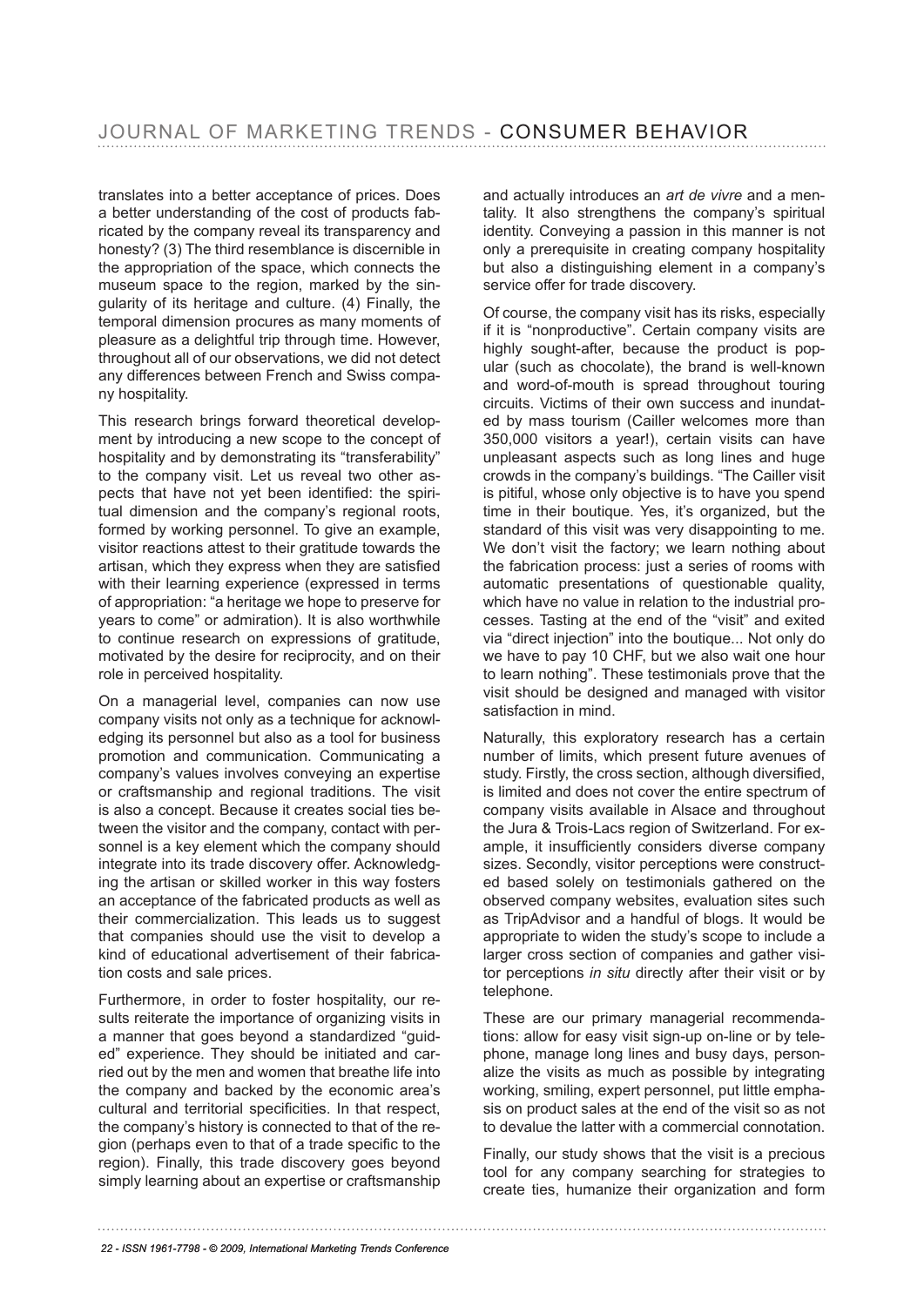translates into a better acceptance of prices. Does a better understanding of the cost of products fabricated by the company reveal its transparency and honesty? (3) The third resemblance is discernible in the appropriation of the space, which connects the museum space to the region, marked by the singularity of its heritage and culture. (4) Finally, the temporal dimension procures as many moments of pleasure as a delightful trip through time. However, throughout all of our observations, we did not detect any differences between French and Swiss company hospitality.

This research brings forward theoretical development by introducing a new scope to the concept of hospitality and by demonstrating its "transferability" to the company visit. Let us reveal two other aspects that have not yet been identified: the spiritual dimension and the company's regional roots, formed by working personnel. To give an example, visitor reactions attest to their gratitude towards the artisan, which they express when they are satisfied with their learning experience (expressed in terms of appropriation: "a heritage we hope to preserve for years to come" or admiration). It is also worthwhile to continue research on expressions of gratitude, motivated by the desire for reciprocity, and on their role in perceived hospitality.

On a managerial level, companies can now use company visits not only as a technique for acknowledging its personnel but also as a tool for business promotion and communication. Communicating a company's values involves conveying an expertise or craftsmanship and regional traditions. The visit is also a concept. Because it creates social ties between the visitor and the company, contact with personnel is a key element which the company should integrate into its trade discovery offer. Acknowledging the artisan or skilled worker in this way fosters an acceptance of the fabricated products as well as their commercialization. This leads us to suggest that companies should use the visit to develop a kind of educational advertisement of their fabrication costs and sale prices.

Furthermore, in order to foster hospitality, our results reiterate the importance of organizing visits in a manner that goes beyond a standardized "guided" experience. They should be initiated and carried out by the men and women that breathe life into the company and backed by the economic area's cultural and territorial specificities. In that respect, the company's history is connected to that of the region (perhaps even to that of a trade specific to the region). Finally, this trade discovery goes beyond simply learning about an expertise or craftsmanship and actually introduces an *art de vivre* and a mentality. It also strengthens the company's spiritual identity. Conveying a passion in this manner is not only a prerequisite in creating company hospitality but also a distinguishing element in a company's service offer for trade discovery.

Of course, the company visit has its risks, especially if it is "nonproductive". Certain company visits are highly sought-after, because the product is popular (such as chocolate), the brand is well-known and word-of-mouth is spread throughout touring circuits. Victims of their own success and inundated by mass tourism (Cailler welcomes more than 350,000 visitors a year!), certain visits can have unpleasant aspects such as long lines and huge crowds in the company's buildings. "The Cailler visit is pitiful, whose only objective is to have you spend time in their boutique. Yes, it's organized, but the standard of this visit was very disappointing to me. We don't visit the factory; we learn nothing about the fabrication process: just a series of rooms with automatic presentations of questionable quality, which have no value in relation to the industrial processes. Tasting at the end of the "visit" and exited via "direct injection" into the boutique... Not only do we have to pay 10 CHF, but we also wait one hour to learn nothing". These testimonials prove that the visit should be designed and managed with visitor satisfaction in mind.

Naturally, this exploratory research has a certain number of limits, which present future avenues of study. Firstly, the cross section, although diversified, is limited and does not cover the entire spectrum of company visits available in Alsace and throughout the Jura & Trois-Lacs region of Switzerland. For example, it insufficiently considers diverse company sizes. Secondly, visitor perceptions were constructed based solely on testimonials gathered on the observed company websites, evaluation sites such as TripAdvisor and a handful of blogs. It would be appropriate to widen the study's scope to include a larger cross section of companies and gather visitor perceptions *in situ* directly after their visit or by telephone.

These are our primary managerial recommendations: allow for easy visit sign-up on-line or by telephone, manage long lines and busy days, personalize the visits as much as possible by integrating working, smiling, expert personnel, put little emphasis on product sales at the end of the visit so as not to devalue the latter with a commercial connotation.

Finally, our study shows that the visit is a precious tool for any company searching for strategies to create ties, humanize their organization and form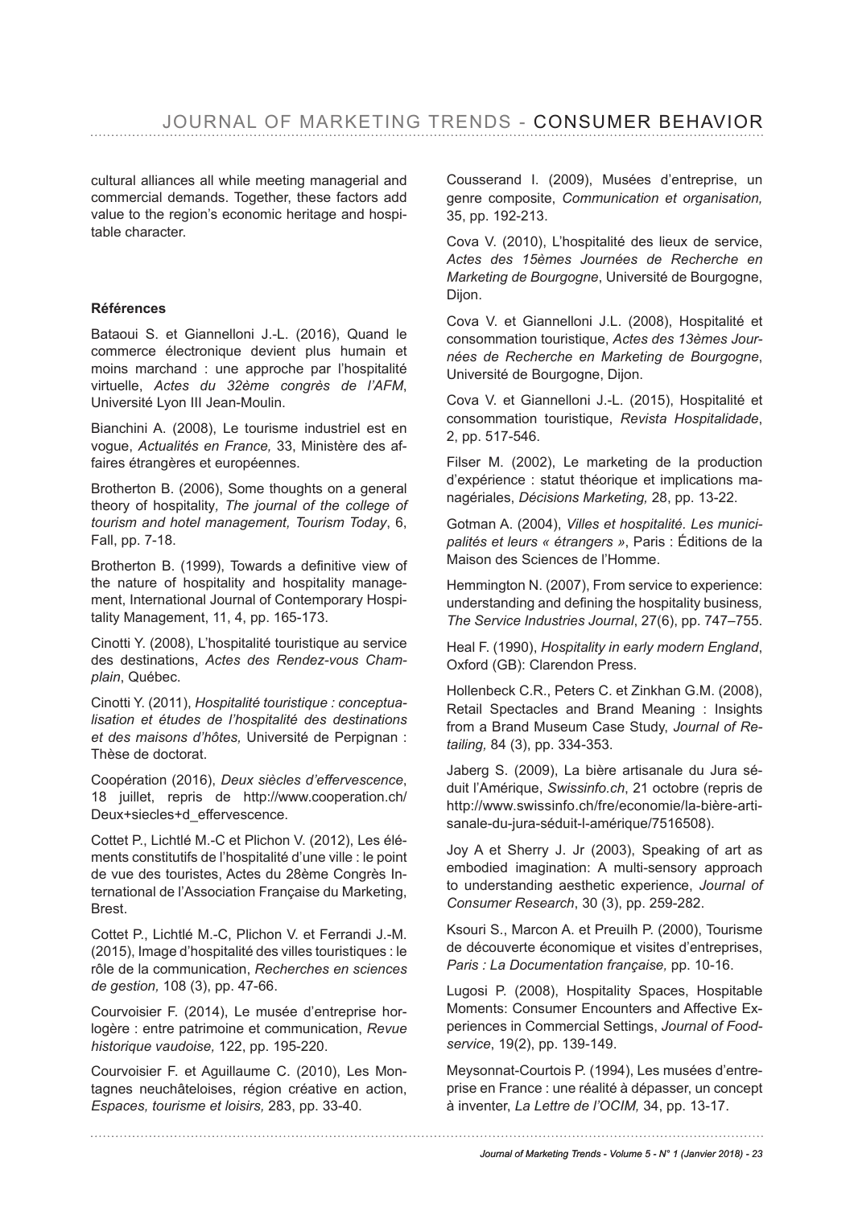cultural alliances all while meeting managerial and commercial demands. Together, these factors add value to the region's economic heritage and hospitable character.

#### Références

Bataoui S. et Giannelloni J.-L. (2016), Quand le commerce électronique devient plus humain et moins marchand : une approche par l'hospitalité virtuelle, *Actes du 32ème congrès de l'AFM*, Université Lyon III Jean-Moulin.

Bianchini A. (2008), Le tourisme industriel est en vogue, *Actualités en France,* 33, Ministère des affaires étrangères et européennes.

Brotherton B. (2006), Some thoughts on a general theory of hospitality*, The journal of the college of tourism and hotel management, Tourism Today*, 6, Fall, pp. 7-18.

Brotherton B. (1999), Towards a definitive view of the nature of hospitality and hospitality management, International Journal of Contemporary Hospitality Management, 11, 4, pp. 165-173.

Cinotti Y. (2008), L'hospitalité touristique au service des destinations, *Actes des Rendez-vous Champlain*, Québec.

Cinotti Y. (2011), *Hospitalité touristique : conceptualisation et études de l'hospitalité des destinations et des maisons d'hôtes,* Université de Perpignan : Thèse de doctorat.

Coopération (2016), *Deux siècles d'effervescence*, 18 juillet, repris de http://www.cooperation.ch/Deux+siecles+d_effervescence.

Cottet P., Lichtlé M.-C et Plichon V. (2012), Les éléments constitutifs de l'hospitalité d'une ville : le point de vue des touristes, Actes du 28ème Congrès International de l'Association Française du Marketing, Brest.

Cottet P., Lichtlé M.-C, Plichon V. et Ferrandi J.-M. (2015), Image d'hospitalité des villes touristiques : le rôle de la communication, *Recherches en sciences de gestion,* 108 (3), pp. 47-66.

Courvoisier F. (2014), Le musée d'entreprise horlogère : entre patrimoine et communication, *Revue historique vaudoise,* 122, pp. 195-220.

Courvoisier F. et Aguillaume C. (2010), Les Montagnes neuchâteloises, région créative en action, *Espaces, tourisme et loisirs,* 283, pp. 33-40.

Cousserand I. (2009), Musées d'entreprise, un genre composite, *Communication et organisation,* 35, pp. 192-213.

Cova V. (2010), L'hospitalité des lieux de service, *Actes des 15èmes Journées de Recherche en Marketing de Bourgogne*, Université de Bourgogne, Dijon.

Cova V. et Giannelloni J.L. (2008), Hospitalité et consommation touristique, *Actes des 13èmes Journées de Recherche en Marketing de Bourgogne*, Université de Bourgogne, Dijon.

Cova V. et Giannelloni J.-L. (2015), Hospitalité et consommation touristique, *Revista Hospitalidade*, 2, pp. 517-546.

Filser M. (2002), Le marketing de la production d'expérience : statut théorique et implications managériales, *Décisions Marketing,* 28, pp. 13-22.

Gotman A. (2004), *Villes et hospitalité. Les municipalités et leurs « étrangers »*, Paris : Éditions de la Maison des Sciences de l'Homme.

Hemmington N. (2007), From service to experience: understanding and defining the hospitality business*, The Service Industries Journal*, 27(6), pp. 747–755.

Heal F. (1990), *Hospitality in early modern England*, Oxford (GB): Clarendon Press.

Hollenbeck C.R., Peters C. et Zinkhan G.M. (2008), Retail Spectacles and Brand Meaning : Insights from a Brand Museum Case Study, *Journal of Retailing,* 84 (3), pp. 334-353.

Jaberg S. (2009), La bière artisanale du Jura séduit l'Amérique, *Swissinfo.ch*, 21 octobre (repris de http://www.swissinfo.ch/fre/economie/la-bière-artisanale-du-jura-séduit-l-amérique/7516508).

Joy A et Sherry J. Jr (2003), Speaking of art as embodied imagination: A multi-sensory approach to understanding aesthetic experience, *Journal of Consumer Research*, 30 (3), pp. 259-282.

Ksouri S., Marcon A. et Preuilh P. (2000), Tourisme de découverte économique et visites d'entreprises, *Paris : La Documentation française,* pp. 10-16.

Lugosi P. (2008), Hospitality Spaces, Hospitable Moments: Consumer Encounters and Affective Experiences in Commercial Settings, *Journal of Foodservice*, 19(2), pp. 139-149.

Meysonnat-Courtois P. (1994), Les musées d'entreprise en France : une réalité à dépasser, un concept à inventer, *La Lettre de l'OCIM,* 34, pp. 13-17.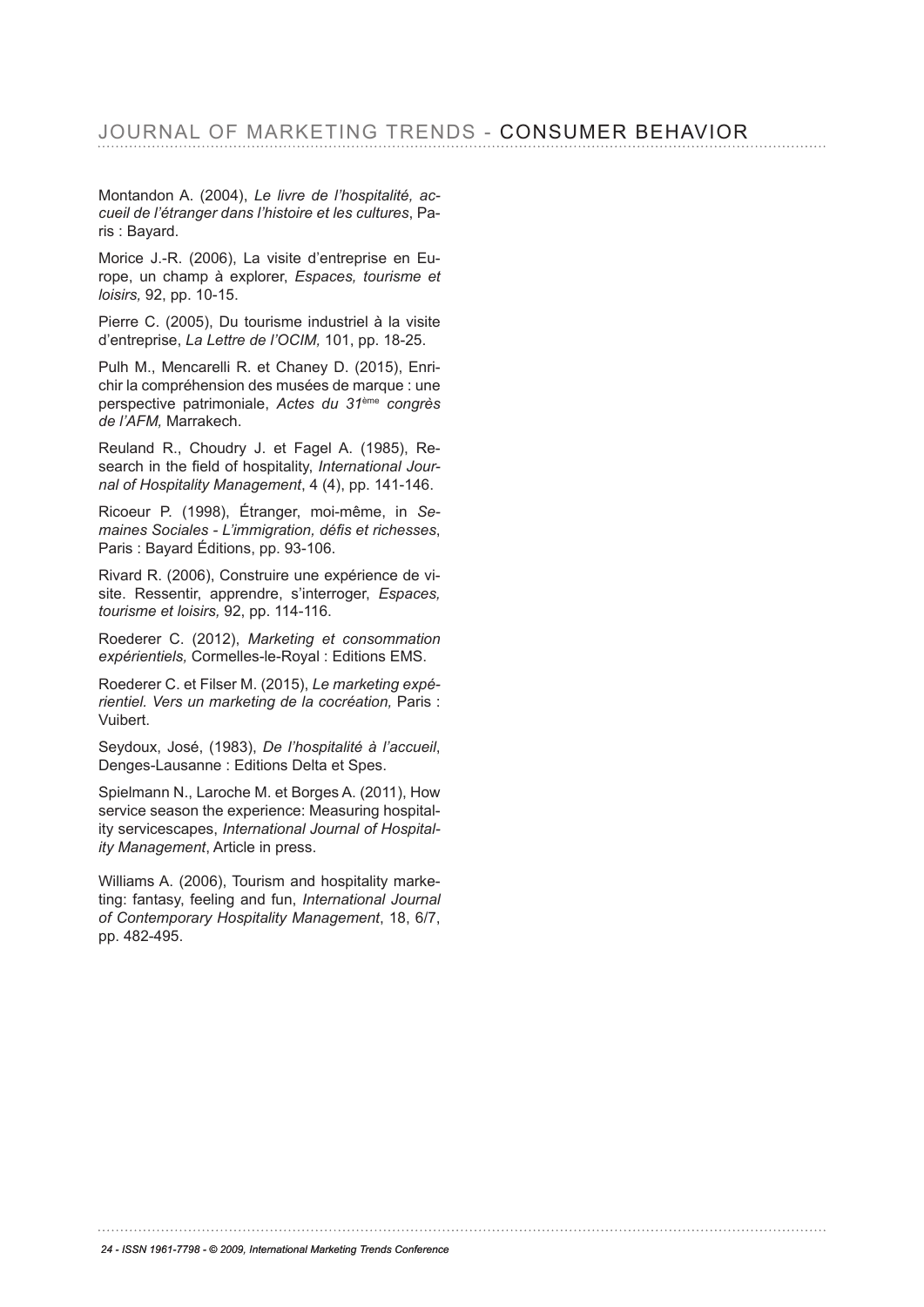Montandon A. (2004), *Le livre de l'hospitalité, accueil de l'étranger dans l'histoire et les cultures*, Paris : Bayard.

Morice J.-R. (2006), La visite d'entreprise en Europe, un champ à explorer, *Espaces, tourisme et loisirs,* 92, pp. 10-15.

Pierre C. (2005), Du tourisme industriel à la visite d'entreprise, *La Lettre de l'OCIM,* 101, pp. 18-25.

Pulh M., Mencarelli R. et Chaney D. (2015), Enrichir la compréhension des musées de marque : une perspective patrimoniale, *Actes du 31ème congrès de l'AFM,* Marrakech.

Reuland R., Choudry J. et Fagel A. (1985), Research in the field of hospitality, *International Journal of Hospitality Management*, 4 (4), pp. 141-146.

Ricoeur P. (1998), Étranger, moi-même, in *Semaines Sociales - L'immigration, défis et richesses*, Paris : Bayard Éditions, pp. 93-106.

Rivard R. (2006), Construire une expérience de visite. Ressentir, apprendre, s'interroger, *Espaces, tourisme et loisirs,* 92, pp. 114-116.

Roederer C. (2012), *Marketing et consommation expérientiels,* Cormelles-le-Royal : Editions EMS.

Roederer C. et Filser M. (2015), *Le marketing expérientiel. Vers un marketing de la cocréation,* Paris : Vuibert.

Seydoux, José, (1983), *De l'hospitalité à l'accueil*, Denges-Lausanne : Editions Delta et Spes.

Spielmann N., Laroche M. et Borges A. (2011), How service season the experience: Measuring hospitality servicescapes, *International Journal of Hospitality Management*, Article in press.

Williams A. (2006), Tourism and hospitality marketing: fantasy, feeling and fun, *International Journal of Contemporary Hospitality Management*, 18, 6/7, pp. 482-495.